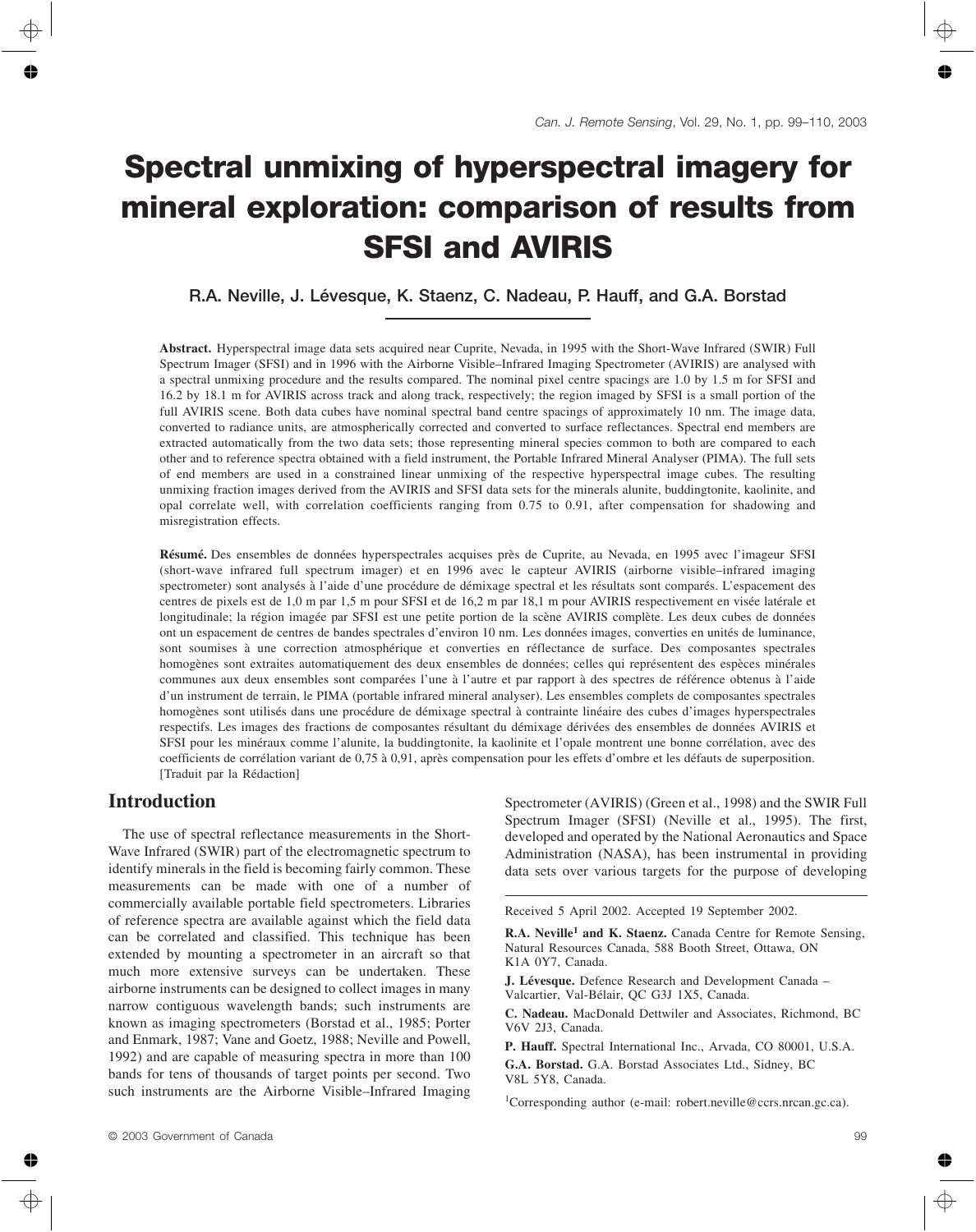# Spectral unmixing of hyperspectral imagery for mineral exploration: comparison of results from SFSI and AVIRIS

**R.A. Neville, J. Lévesque, K. Staenz, C. Nadeau, P. Hauff, and G.A. Borstad**

**Abstract.** Hyperspectral image data sets acquired near Cuprite, Nevada, in 1995 with the Short-Wave Infrared (SWIR) Full Spectrum Imager (SFSI) and in 1996 with the Airborne Visible–Infrared Imaging Spectrometer (AVIRIS) are analysed with a spectral unmixing procedure and the results compared. The nominal pixel centre spacings are 1.0 by 1.5 m for SFSI and 16.2 by 18.1 m for AVIRIS across track and along track, respectively; the region imaged by SFSI is a small portion of the full AVIRIS scene. Both data cubes have nominal spectral band centre spacings of approximately 10 nm. The image data, converted to radiance units, are atmospherically corrected and converted to surface reflectances. Spectral end members are extracted automatically from the two data sets; those representing mineral species common to both are compared to each other and to reference spectra obtained with a field instrument, the Portable Infrared Mineral Analyser (PIMA). The full sets of end members are used in a constrained linear unmixing of the respective hyperspectral image cubes. The resulting unmixing fraction images derived from the AVIRIS and SFSI data sets for the minerals alunite, buddingtonite, kaolinite, and opal correlate well, with correlation coefficients ranging from 0.75 to 0.91, after compensation for shadowing and misregistration effects.

**Résumé.** Des ensembles de données hyperspectrales acquises près de Cuprite, au Nevada, en 1995 avec l'imageur SFSI (short-wave infrared full spectrum imager) et en 1996 avec le capteur AVIRIS (airborne visible–infrared imaging spectrometer) sont analysés à l'aide d'une procédure de démixage spectral et les résultats sont comparés. L'espacement des centres de pixels est de 1,0 m par 1,5 m pour SFSI et de 16,2 m par 18,1 m pour AVIRIS respectivement en visée latérale et longitudinale; la région imagée par SFSI est une petite portion de la scène AVIRIS complète. Les deux cubes de données ont un espacement de centres de bandes spectrales d'environ 10 nm. Les données images, converties en unités de luminance, sont soumises à une correction atmosphérique et converties en réflectance de surface. Des composantes spectrales homogènes sont extraites automatiquement des deux ensembles de données; celles qui représentent des espèces minérales communes aux deux ensembles sont comparées l'une à l'autre et par rapport à des spectres de référence obtenus à l'aide d'un instrument de terrain, le PIMA (portable infrared mineral analyser). Les ensembles complets de composantes spectrales homogènes sont utilisés dans une procédure de démixage spectral à contrainte linéaire des cubes d'images hyperspectrales respectifs. Les images des fractions de composantes résultant du démixage dérivées des ensembles de données AVIRIS et SFSI pour les minéraux comme l'alunite, la buddingtonite, la kaolinite et l'opale montrent une bonne corrélation, avec des coefficients de corrélation variant de 0,75 à 0,91, après compensation pour les effets d'ombre et les défauts de superposition. [Traduit par la Rédaction]

## Introduction

The use of spectral reflectance measurements in the Short-Wave Infrared (SWIR) part of the electromagnetic spectrum to identify minerals in the field is becoming fairly common. These measurements can be made with one of a number of commercially available portable field spectrometers. Libraries of reference spectra are available against which the field data can be correlated and classified. This technique has been extended by mounting a spectrometer in an aircraft so that much more extensive surveys can be undertaken. These airborne instruments can be designed to collect images in many narrow contiguous wavelength bands; such instruments are known as imaging spectrometers (Borstad et al., 1985; Porter and Enmark, 1987; Vane and Goetz, 1988; Neville and Powell, 1992) and are capable of measuring spectra in more than 100 bands for tens of thousands of target points per second. Two such instruments are the Airborne Visible–Infrared Imaging Spectrometer (AVIRIS) (Green et al., 1998) and the SWIR Full Spectrum Imager (SFSI) (Neville et al., 1995). The first, developed and operated by the National Aeronautics and Space Administration (NASA), has been instrumental in providing data sets over various targets for the purpose of developing

---

Received 5 April 2002. Accepted 19 September 2002.

**R.A. Neville[1] and K. Staenz.** Canada Centre for Remote Sensing, Natural Resources Canada, 588 Booth Street, Ottawa, ON K1A 0Y7, Canada.

**J. Lévesque.** Defence Research and Development Canada – Valcartier, Val-Bélair, QC G3J 1X5, Canada.

**C. Nadeau.** MacDonald Dettwiler and Associates, Richmond, BC V6V 2J3, Canada.

**P. Hauff.** Spectral International Inc., Arvada, CO 80001, U.S.A.

**G.A. Borstad.** G.A. Borstad Associates Ltd., Sidney, BC V8L 5Y8, Canada.

[1]Corresponding author (e-mail: robert.neville@ccrs.nrcan.gc.ca).

© 2003 Government of Canada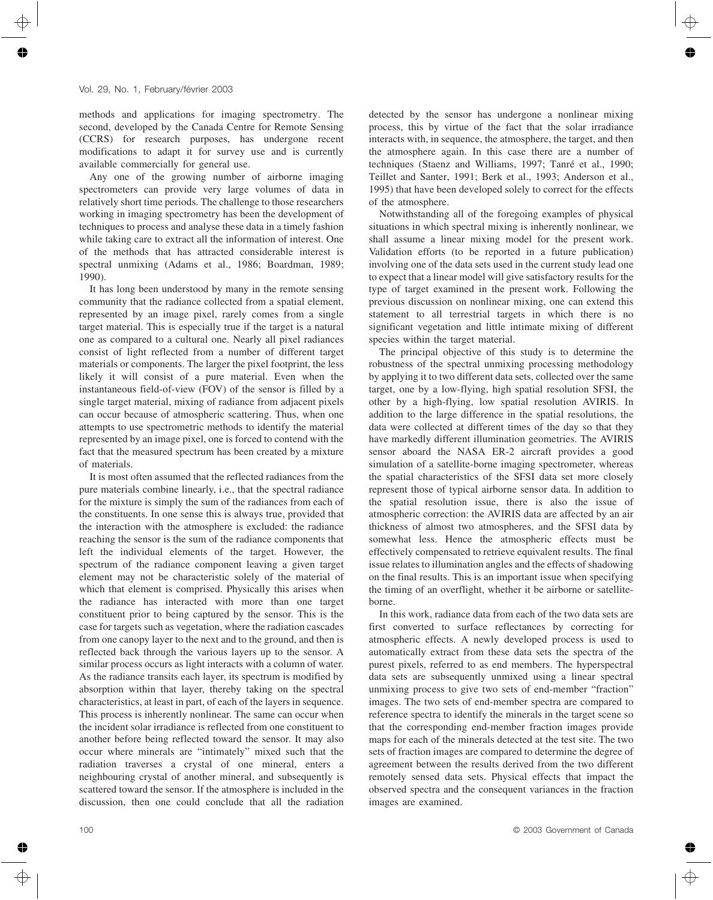methods and applications for imaging spectrometry. The second, developed by the Canada Centre for Remote Sensing (CCRS) for research purposes, has undergone recent modifications to adapt it for survey use and is currently available commercially for general use.

Any one of the growing number of airborne imaging spectrometers can provide very large volumes of data in relatively short time periods. The challenge to those researchers working in imaging spectrometry has been the development of techniques to process and analyse these data in a timely fashion while taking care to extract all the information of interest. One of the methods that has attracted considerable interest is spectral unmixing (Adams et al., 1986; Boardman, 1989; 1990).

It has long been understood by many in the remote sensing community that the radiance collected from a spatial element, represented by an image pixel, rarely comes from a single target material. This is especially true if the target is a natural one as compared to a cultural one. Nearly all pixel radiances consist of light reflected from a number of different target materials or components. The larger the pixel footprint, the less likely it will consist of a pure material. Even when the instantaneous field-of-view (FOV) of the sensor is filled by a single target material, mixing of radiance from adjacent pixels can occur because of atmospheric scattering. Thus, when one attempts to use spectrometric methods to identify the material represented by an image pixel, one is forced to contend with the fact that the measured spectrum has been created by a mixture of materials.

It is most often assumed that the reflected radiances from the pure materials combine linearly, i.e., that the spectral radiance for the mixture is simply the sum of the radiances from each of the constituents. In one sense this is always true, provided that the interaction with the atmosphere is excluded: the radiance reaching the sensor is the sum of the radiance components that left the individual elements of the target. However, the spectrum of the radiance component leaving a given target element may not be characteristic solely of the material of which that element is comprised. Physically this arises when the radiance has interacted with more than one target constituent prior to being captured by the sensor. This is the case for targets such as vegetation, where the radiation cascades from one canopy layer to the next and to the ground, and then is reflected back through the various layers up to the sensor. A similar process occurs as light interacts with a column of water. As the radiance transits each layer, its spectrum is modified by absorption within that layer, thereby taking on the spectral characteristics, at least in part, of each of the layers in sequence. This process is inherently nonlinear. The same can occur when the incident solar irradiance is reflected from one constituent to another before being reflected toward the sensor. It may also occur where minerals are "intimately" mixed such that the radiation traverses a crystal of one mineral, enters a neighbouring crystal of another mineral, and subsequently is scattered toward the sensor. If the atmosphere is included in the discussion, then one could conclude that all the radiation detected by the sensor has undergone a nonlinear mixing process, this by virtue of the fact that the solar irradiance interacts with, in sequence, the atmosphere, the target, and then the atmosphere again. In this case there are a number of techniques (Staenz and Williams, 1997; Tanré et al., 1990; Teillet and Santer, 1991; Berk et al., 1993; Anderson et al., 1995) that have been developed solely to correct for the effects of the atmosphere.

Notwithstanding all of the foregoing examples of physical situations in which spectral mixing is inherently nonlinear, we shall assume a linear mixing model for the present work. Validation efforts (to be reported in a future publication) involving one of the data sets used in the current study lead one to expect that a linear model will give satisfactory results for the type of target examined in the present work. Following the previous discussion on nonlinear mixing, one can extend this statement to all terrestrial targets in which there is no significant vegetation and little intimate mixing of different species within the target material.

The principal objective of this study is to determine the robustness of the spectral unmixing processing methodology by applying it to two different data sets, collected over the same target, one by a low-flying, high spatial resolution SFSI, the other by a high-flying, low spatial resolution AVIRIS. In addition to the large difference in the spatial resolutions, the data were collected at different times of the day so that they have markedly different illumination geometries. The AVIRIS sensor aboard the NASA ER-2 aircraft provides a good simulation of a satellite-borne imaging spectrometer, whereas the spatial characteristics of the SFSI data set more closely represent those of typical airborne sensor data. In addition to the spatial resolution issue, there is also the issue of atmospheric correction: the AVIRIS data are affected by an air thickness of almost two atmospheres, and the SFSI data by somewhat less. Hence the atmospheric effects must be effectively compensated to retrieve equivalent results. The final issue relates to illumination angles and the effects of shadowing on the final results. This is an important issue when specifying the timing of an overflight, whether it be airborne or satellite-borne.

In this work, radiance data from each of the two data sets are first converted to surface reflectances by correcting for atmospheric effects. A newly developed process is used to automatically extract from these data sets the spectra of the purest pixels, referred to as end members. The hyperspectral data sets are subsequently unmixed using a linear spectral unmixing process to give two sets of end-member "fraction" images. The two sets of end-member spectra are compared to reference spectra to identify the minerals in the target scene so that the corresponding end-member fraction images provide maps for each of the minerals detected at the test site. The two sets of fraction images are compared to determine the degree of agreement between the results derived from the two different remotely sensed data sets. Physical effects that impact the observed spectra and the consequent variances in the fraction images are examined.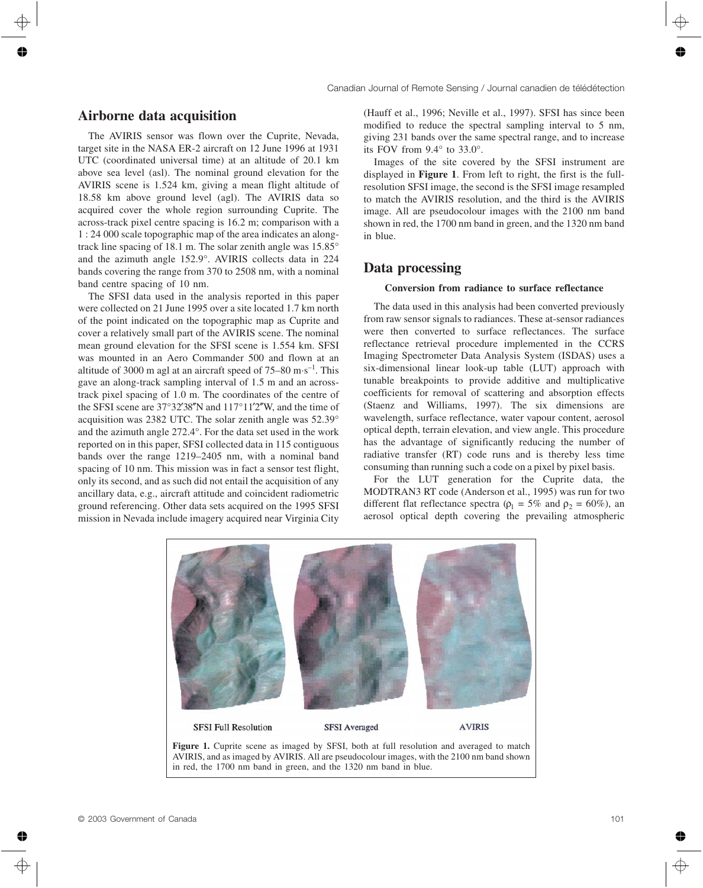## Airborne data acquisition

The AVIRIS sensor was flown over the Cuprite, Nevada, target site in the NASA ER-2 aircraft on 12 June 1996 at 1931 UTC (coordinated universal time) at an altitude of 20.1 km above sea level (asl). The nominal ground elevation for the AVIRIS scene is 1.524 km, giving a mean flight altitude of 18.58 km above ground level (agl). The AVIRIS data so acquired cover the whole region surrounding Cuprite. The across-track pixel centre spacing is 16.2 m; comparison with a 1 : 24 000 scale topographic map of the area indicates an along-track line spacing of 18.1 m. The solar zenith angle was 15.85° and the azimuth angle 152.9°. AVIRIS collects data in 224 bands covering the range from 370 to 2508 nm, with a nominal band centre spacing of 10 nm.

The SFSI data used in the analysis reported in this paper were collected on 21 June 1995 over a site located 1.7 km north of the point indicated on the topographic map as Cuprite and cover a relatively small part of the AVIRIS scene. The nominal mean ground elevation for the SFSI scene is 1.554 km. SFSI was mounted in an Aero Commander 500 and flown at an altitude of 3000 m agl at an aircraft speed of 75–80 $m \cdot s^{-1}$. This gave an along-track sampling interval of 1.5 m and an across-track pixel spacing of 1.0 m. The coordinates of the centre of the SFSI scene are 37°32′38″N and 117°11′2″W, and the time of acquisition was 2382 UTC. The solar zenith angle was 52.39° and the azimuth angle 272.4°. For the data set used in the work reported on in this paper, SFSI collected data in 115 contiguous bands over the range 1219–2405 nm, with a nominal band spacing of 10 nm. This mission was in fact a sensor test flight, only its second, and as such did not entail the acquisition of any ancillary data, e.g., aircraft attitude and coincident radiometric ground referencing. Other data sets acquired on the 1995 SFSI mission in Nevada include imagery acquired near Virginia City (Hauff et al., 1996; Neville et al., 1997). SFSI has since been modified to reduce the spectral sampling interval to 5 nm, giving 231 bands over the same spectral range, and to increase its FOV from 9.4° to 33.0°.

Images of the site covered by the SFSI instrument are displayed in **Figure 1**. From left to right, the first is the full-resolution SFSI image, the second is the SFSI image resampled to match the AVIRIS resolution, and the third is the AVIRIS image. All are pseudocolour images with the 2100 nm band shown in red, the 1700 nm band in green, and the 1320 nm band in blue.

## Data processing

### Conversion from radiance to surface reflectance

The data used in this analysis had been converted previously from raw sensor signals to radiances. These at-sensor radiances were then converted to surface reflectances. The surface reflectance retrieval procedure implemented in the CCRS Imaging Spectrometer Data Analysis System (ISDAS) uses a six-dimensional linear look-up table (LUT) approach with tunable breakpoints to provide additive and multiplicative coefficients for removal of scattering and absorption effects (Staenz and Williams, 1997). The six dimensions are wavelength, surface reflectance, water vapour content, aerosol optical depth, terrain elevation, and view angle. This procedure has the advantage of significantly reducing the number of radiative transfer (RT) code runs and is thereby less time consuming than running such a code on a pixel by pixel basis.

For the LUT generation for the Cuprite data, the MODTRAN3 RT code (Anderson et al., 1995) was run for two different flat reflectance spectra ($\rho_1$ = 5% and $\rho_2$ = 60%), an aerosol optical depth covering the prevailing atmospheric

SFSI Full Resolution SFSI Averaged AVIRIS

**Figure 1.** Cuprite scene as imaged by SFSI, both at full resolution and averaged to match AVIRIS, and as imaged by AVIRIS. All are pseudocolour images, with the 2100 nm band shown in red, the 1700 nm band in green, and the 1320 nm band in blue.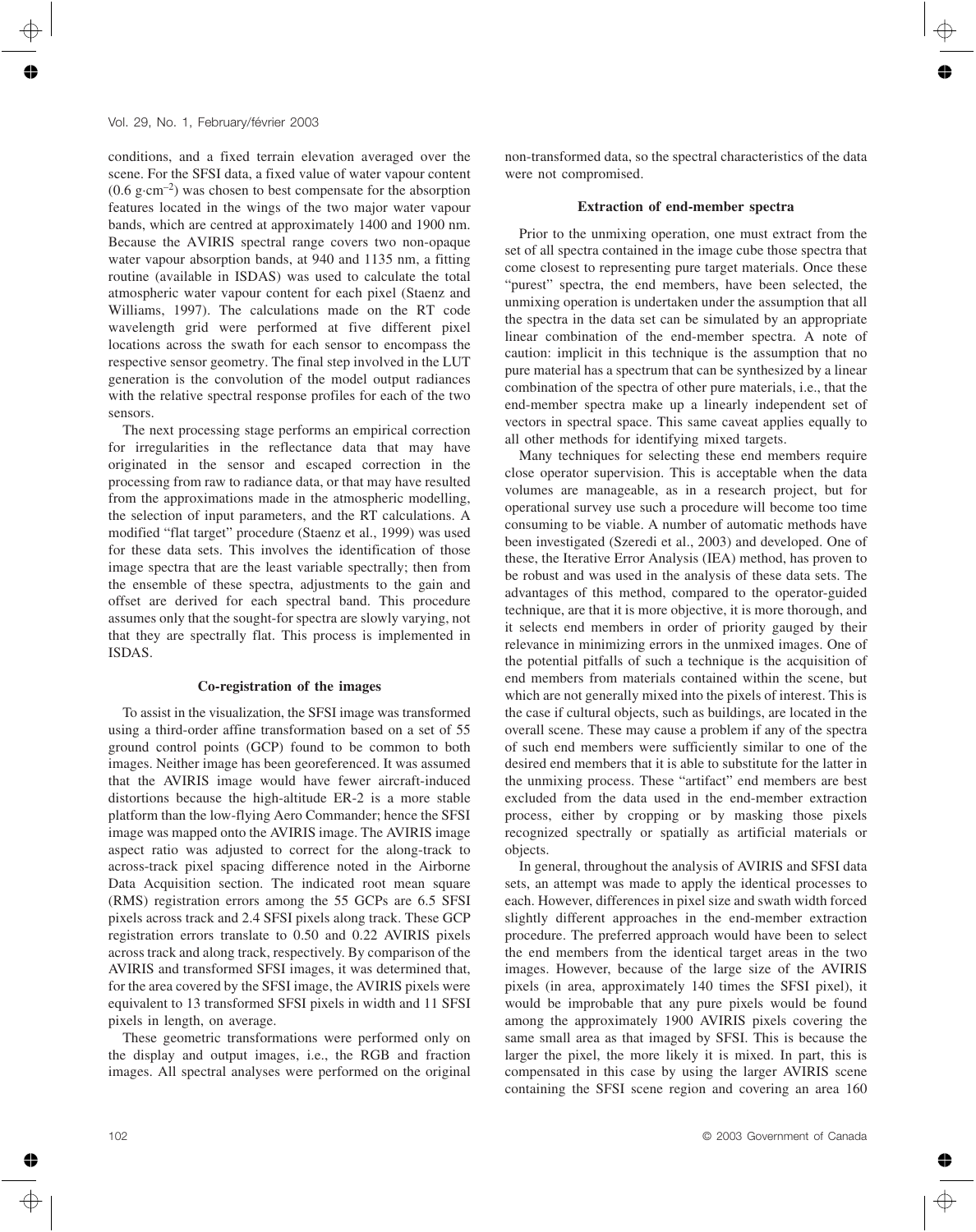conditions, and a fixed terrain elevation averaged over the scene. For the SFSI data, a fixed value of water vapour content ($0.6\ g \cdot cm^{-2}$) was chosen to best compensate for the absorption features located in the wings of the two major water vapour bands, which are centred at approximately 1400 and 1900 nm. Because the AVIRIS spectral range covers two non-opaque water vapour absorption bands, at 940 and 1135 nm, a fitting routine (available in ISDAS) was used to calculate the total atmospheric water vapour content for each pixel (Staenz and Williams, 1997). The calculations made on the RT code wavelength grid were performed at five different pixel locations across the swath for each sensor to encompass the respective sensor geometry. The final step involved in the LUT generation is the convolution of the model output radiances with the relative spectral response profiles for each of the two sensors.

The next processing stage performs an empirical correction for irregularities in the reflectance data that may have originated in the sensor and escaped correction in the processing from raw to radiance data, or that may have resulted from the approximations made in the atmospheric modelling, the selection of input parameters, and the RT calculations. A modified "flat target" procedure (Staenz et al., 1999) was used for these data sets. This involves the identification of those image spectra that are the least variable spectrally; then from the ensemble of these spectra, adjustments to the gain and offset are derived for each spectral band. This procedure assumes only that the sought-for spectra are slowly varying, not that they are spectrally flat. This process is implemented in ISDAS.

### Co-registration of the images

To assist in the visualization, the SFSI image was transformed using a third-order affine transformation based on a set of 55 ground control points (GCP) found to be common to both images. Neither image has been georeferenced. It was assumed that the AVIRIS image would have fewer aircraft-induced distortions because the high-altitude ER-2 is a more stable platform than the low-flying Aero Commander; hence the SFSI image was mapped onto the AVIRIS image. The AVIRIS image aspect ratio was adjusted to correct for the along-track to across-track pixel spacing difference noted in the Airborne Data Acquisition section. The indicated root mean square (RMS) registration errors among the 55 GCPs are 6.5 SFSI pixels across track and 2.4 SFSI pixels along track. These GCP registration errors translate to 0.50 and 0.22 AVIRIS pixels across track and along track, respectively. By comparison of the AVIRIS and transformed SFSI images, it was determined that, for the area covered by the SFSI image, the AVIRIS pixels were equivalent to 13 transformed SFSI pixels in width and 11 SFSI pixels in length, on average.

These geometric transformations were performed only on the display and output images, i.e., the RGB and fraction images. All spectral analyses were performed on the original non-transformed data, so the spectral characteristics of the data were not compromised.

### Extraction of end-member spectra

Prior to the unmixing operation, one must extract from the set of all spectra contained in the image cube those spectra that come closest to representing pure target materials. Once these "purest" spectra, the end members, have been selected, the unmixing operation is undertaken under the assumption that all the spectra in the data set can be simulated by an appropriate linear combination of the end-member spectra. A note of caution: implicit in this technique is the assumption that no pure material has a spectrum that can be synthesized by a linear combination of the spectra of other pure materials, i.e., that the end-member spectra make up a linearly independent set of vectors in spectral space. This same caveat applies equally to all other methods for identifying mixed targets.

Many techniques for selecting these end members require close operator supervision. This is acceptable when the data volumes are manageable, as in a research project, but for operational survey use such a procedure will become too time consuming to be viable. A number of automatic methods have been investigated (Szeredi et al., 2003) and developed. One of these, the Iterative Error Analysis (IEA) method, has proven to be robust and was used in the analysis of these data sets. The advantages of this method, compared to the operator-guided technique, are that it is more objective, it is more thorough, and it selects end members in order of priority gauged by their relevance in minimizing errors in the unmixed images. One of the potential pitfalls of such a technique is the acquisition of end members from materials contained within the scene, but which are not generally mixed into the pixels of interest. This is the case if cultural objects, such as buildings, are located in the overall scene. These may cause a problem if any of the spectra of such end members were sufficiently similar to one of the desired end members that it is able to substitute for the latter in the unmixing process. These "artifact" end members are best excluded from the data used in the end-member extraction process, either by cropping or by masking those pixels recognized spectrally or spatially as artificial materials or objects.

In general, throughout the analysis of AVIRIS and SFSI data sets, an attempt was made to apply the identical processes to each. However, differences in pixel size and swath width forced slightly different approaches in the end-member extraction procedure. The preferred approach would have been to select the end members from the identical target areas in the two images. However, because of the large size of the AVIRIS pixels (in area, approximately 140 times the SFSI pixel), it would be improbable that any pure pixels would be found among the approximately 1900 AVIRIS pixels covering the same small area as that imaged by SFSI. This is because the larger the pixel, the more likely it is mixed. In part, this is compensated in this case by using the larger AVIRIS scene containing the SFSI scene region and covering an area 160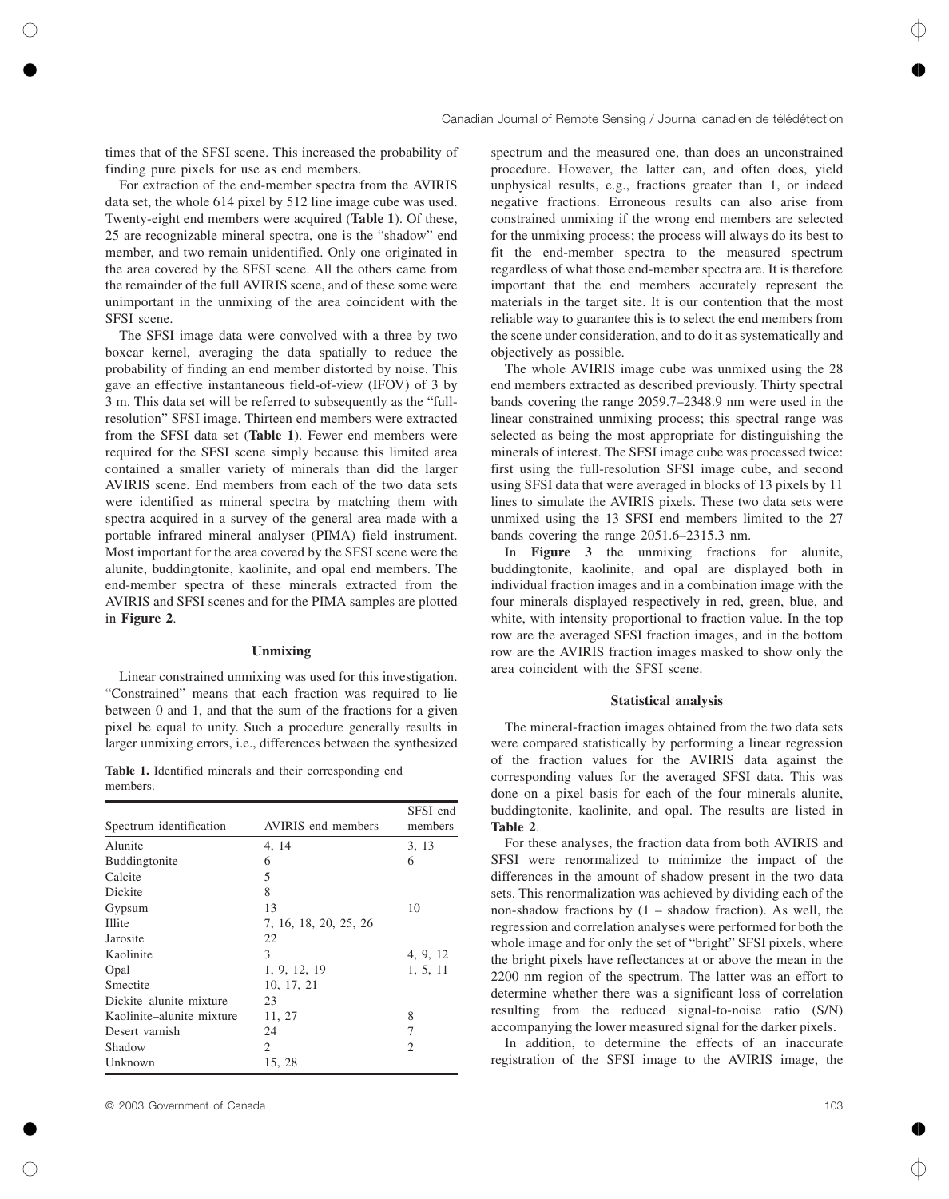times that of the SFSI scene. This increased the probability of finding pure pixels for use as end members.

For extraction of the end-member spectra from the AVIRIS data set, the whole 614 pixel by 512 line image cube was used. Twenty-eight end members were acquired (**Table 1**). Of these, 25 are recognizable mineral spectra, one is the "shadow" end member, and two remain unidentified. Only one originated in the area covered by the SFSI scene. All the others came from the remainder of the full AVIRIS scene, and of these some were unimportant in the unmixing of the area coincident with the SFSI scene.

The SFSI image data were convolved with a three by two boxcar kernel, averaging the data spatially to reduce the probability of finding an end member distorted by noise. This gave an effective instantaneous field-of-view (IFOV) of 3 by 3 m. This data set will be referred to subsequently as the "full-resolution" SFSI image. Thirteen end members were extracted from the SFSI data set (**Table 1**). Fewer end members were required for the SFSI scene simply because this limited area contained a smaller variety of minerals than did the larger AVIRIS scene. End members from each of the two data sets were identified as mineral spectra by matching them with spectra acquired in a survey of the general area made with a portable infrared mineral analyser (PIMA) field instrument. Most important for the area covered by the SFSI scene were the alunite, buddingtonite, kaolinite, and opal end members. The end-member spectra of these minerals extracted from the AVIRIS and SFSI scenes and for the PIMA samples are plotted in **Figure 2**.

## Unmixing

Linear constrained unmixing was used for this investigation. "Constrained" means that each fraction was required to lie between 0 and 1, and that the sum of the fractions for a given pixel be equal to unity. Such a procedure generally results in larger unmixing errors, i.e., differences between the synthesized spectrum and the measured one, than does an unconstrained procedure. However, the latter can, and often does, yield unphysical results, e.g., fractions greater than 1, or indeed negative fractions. Erroneous results can also arise from constrained unmixing if the wrong end members are selected for the unmixing process; the process will always do its best to fit the end-member spectra to the measured spectrum regardless of what those end-member spectra are. It is therefore important that the end members accurately represent the materials in the target site. It is our contention that the most reliable way to guarantee this is to select the end members from the scene under consideration, and to do it as systematically and objectively as possible.

**Table 1.** Identified minerals and their corresponding end members.

| Spectrum identification | AVIRIS end members | SFSI end members |
|---|---|---|
| Alunite | 4, 14 | 3, 13 |
| Buddingtonite | 6 | 6 |
| Calcite | 5 | |
| Dickite | 8 | |
| Gypsum | 13 | 10 |
| Illite | 7, 16, 18, 20, 25, 26 | |
| Jarosite | 22 | |
| Kaolinite | 3 | 4, 9, 12 |
| Opal | 1, 9, 12, 19 | 1, 5, 11 |
| Smectite | 10, 17, 21 | |
| Dickite–alunite mixture | 23 | |
| Kaolinite–alunite mixture | 11, 27 | 8 |
| Desert varnish | 24 | 7 |
| Shadow | 2 | 2 |
| Unknown | 15, 28 | |

The whole AVIRIS image cube was unmixed using the 28 end members extracted as described previously. Thirty spectral bands covering the range 2059.7–2348.9 nm were used in the linear constrained unmixing process; this spectral range was selected as being the most appropriate for distinguishing the minerals of interest. The SFSI image cube was processed twice: first using the full-resolution SFSI image cube, and second using SFSI data that were averaged in blocks of 13 pixels by 11 lines to simulate the AVIRIS pixels. These two data sets were unmixed using the 13 SFSI end members limited to the 27 bands covering the range 2051.6–2315.3 nm.

In **Figure 3** the unmixing fractions for alunite, buddingtonite, kaolinite, and opal are displayed both in individual fraction images and in a combination image with the four minerals displayed respectively in red, green, blue, and white, with intensity proportional to fraction value. In the top row are the averaged SFSI fraction images, and in the bottom row are the AVIRIS fraction images masked to show only the area coincident with the SFSI scene.

## Statistical analysis

The mineral-fraction images obtained from the two data sets were compared statistically by performing a linear regression of the fraction values for the AVIRIS data against the corresponding values for the averaged SFSI data. This was done on a pixel basis for each of the four minerals alunite, buddingtonite, kaolinite, and opal. The results are listed in **Table 2**.

For these analyses, the fraction data from both AVIRIS and SFSI were renormalized to minimize the impact of the differences in the amount of shadow present in the two data sets. This renormalization was achieved by dividing each of the non-shadow fractions by (1 – shadow fraction). As well, the regression and correlation analyses were performed for both the whole image and for only the set of "bright" SFSI pixels, where the bright pixels have reflectances at or above the mean in the 2200 nm region of the spectrum. The latter was an effort to determine whether there was a significant loss of correlation resulting from the reduced signal-to-noise ratio (S/N) accompanying the lower measured signal for the darker pixels.

In addition, to determine the effects of an inaccurate registration of the SFSI image to the AVIRIS image, the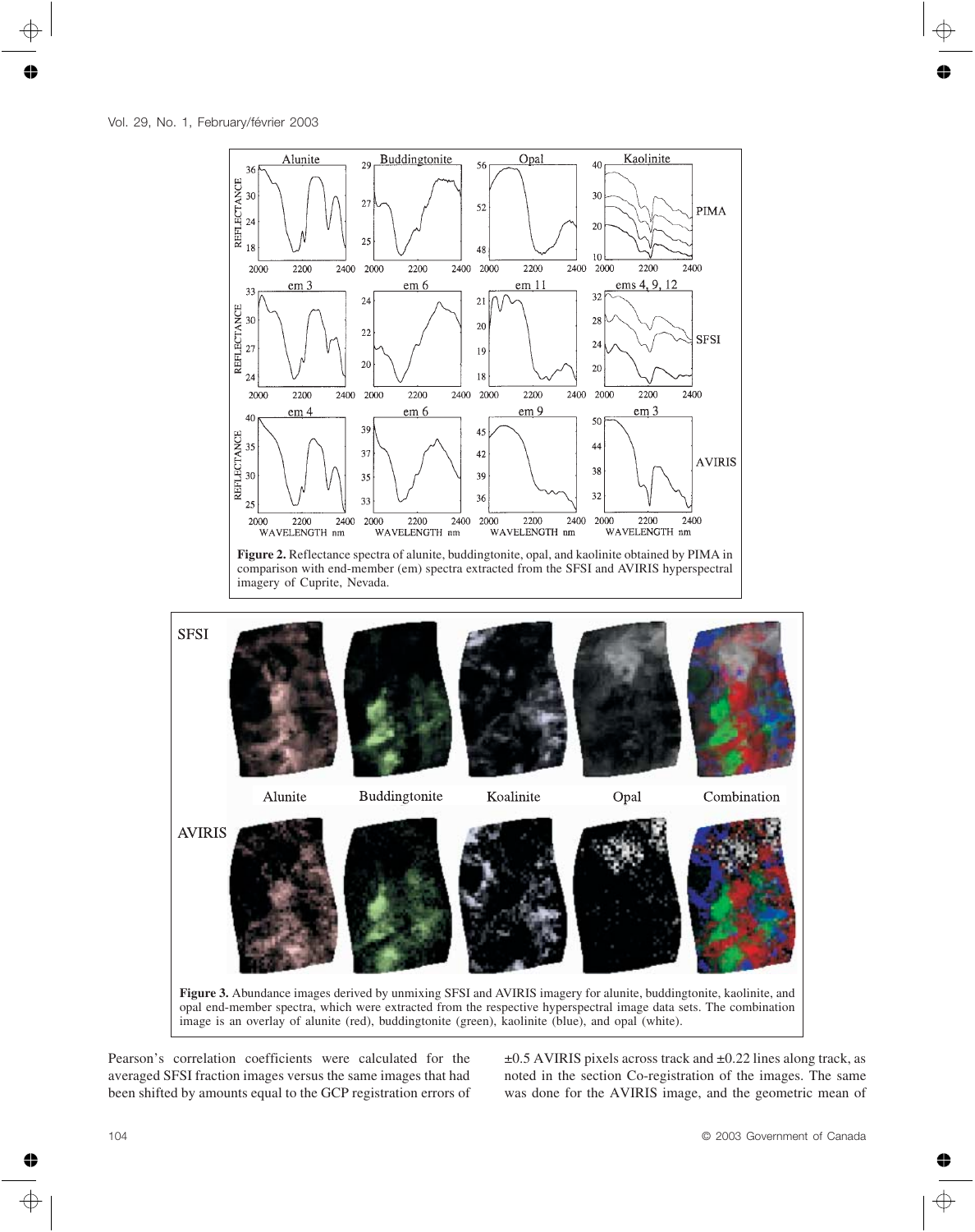**Figure 2.** Reflectance spectra of alunite, buddingtonite, opal, and kaolinite obtained by PIMA in comparison with end-member (em) spectra extracted from the SFSI and AVIRIS hyperspectral imagery of Cuprite, Nevada.

**Figure 3.** Abundance images derived by unmixing SFSI and AVIRIS imagery for alunite, buddingtonite, kaolinite, and opal end-member spectra, which were extracted from the respective hyperspectral image data sets. The combination image is an overlay of alunite (red), buddingtonite (green), kaolinite (blue), and opal (white).

Pearson's correlation coefficients were calculated for the averaged SFSI fraction images versus the same images that had been shifted by amounts equal to the GCP registration errors of ±0.5 AVIRIS pixels across track and ±0.22 lines along track, as noted in the section Co-registration of the images. The same was done for the AVIRIS image, and the geometric mean of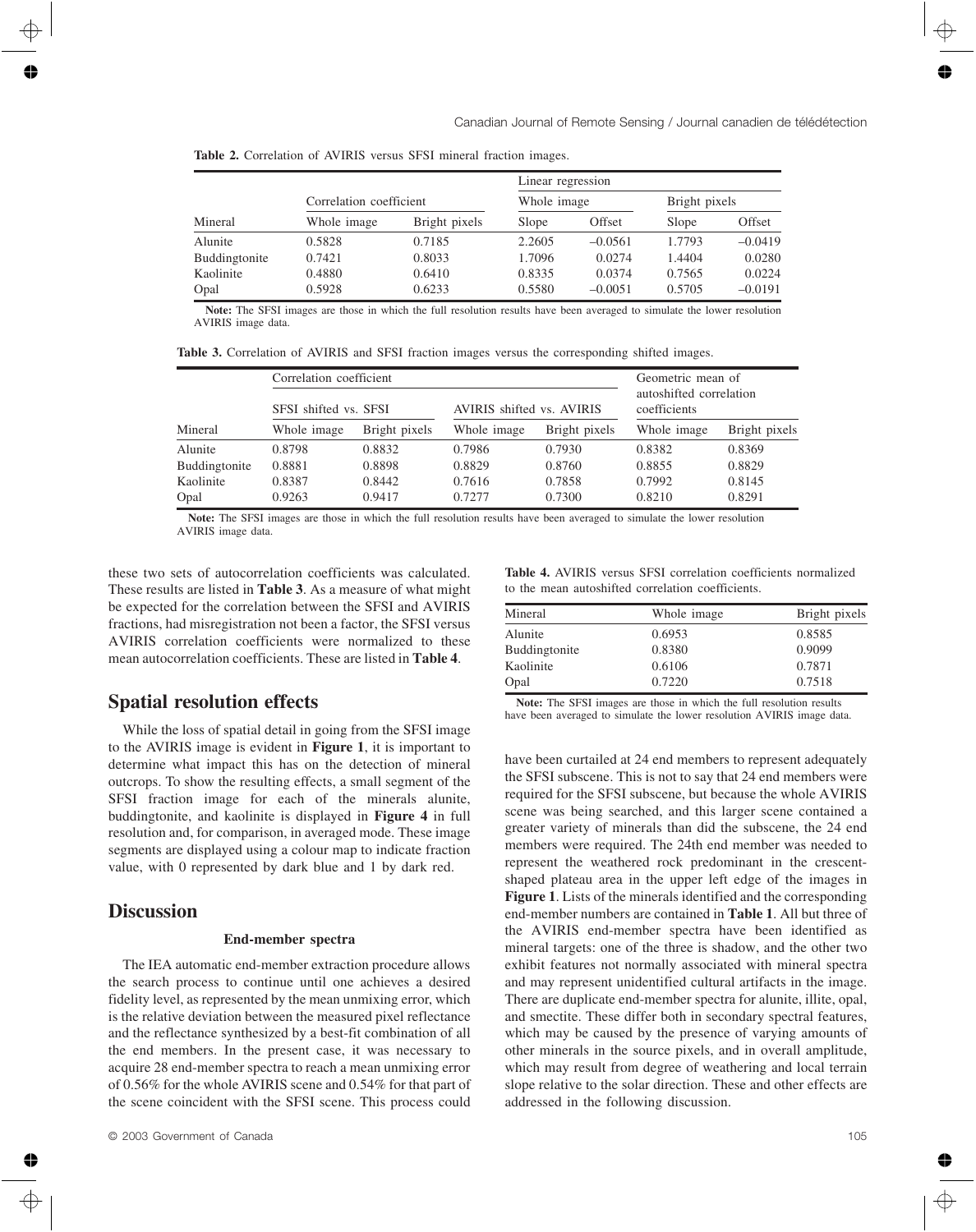**Table 2.** Correlation of AVIRIS versus SFSI mineral fraction images.

| | Correlation coefficient | | Linear regression | | | |
|---|---|---|---|---|---|---|
| | | | Whole image | | Bright pixels | |
| Mineral | Whole image | Bright pixels | Slope | Offset | Slope | Offset |
| Alunite | 0.5828 | 0.7185 | 2.2605 | −0.0561 | 1.7793 | −0.0419 |
| Buddingtonite | 0.7421 | 0.8033 | 1.7096 | 0.0274 | 1.4404 | 0.0280 |
| Kaolinite | 0.4880 | 0.6410 | 0.8335 | 0.0374 | 0.7565 | 0.0224 |
| Opal | 0.5928 | 0.6233 | 0.5580 | −0.0051 | 0.5705 | −0.0191 |

**Note:** The SFSI images are those in which the full resolution results have been averaged to simulate the lower resolution AVIRIS image data.

**Table 3.** Correlation of AVIRIS and SFSI fraction images versus the corresponding shifted images.

| | Correlation coefficient | | | | Geometric mean of autoshifted correlation coefficients | |
|---|---|---|---|---|---|---|
| | SFSI shifted vs. SFSI | | AVIRIS shifted vs. AVIRIS | | | |
| Mineral | Whole image | Bright pixels | Whole image | Bright pixels | Whole image | Bright pixels |
| Alunite | 0.8798 | 0.8832 | 0.7986 | 0.7930 | 0.8382 | 0.8369 |
| Buddingtonite | 0.8881 | 0.8898 | 0.8829 | 0.8760 | 0.8855 | 0.8829 |
| Kaolinite | 0.8387 | 0.8442 | 0.7616 | 0.7858 | 0.7992 | 0.8145 |
| Opal | 0.9263 | 0.9417 | 0.7277 | 0.7300 | 0.8210 | 0.8291 |

**Note:** The SFSI images are those in which the full resolution results have been averaged to simulate the lower resolution AVIRIS image data.

these two sets of autocorrelation coefficients was calculated. These results are listed in **Table 3**. As a measure of what might be expected for the correlation between the SFSI and AVIRIS fractions, had misregistration not been a factor, the SFSI versus AVIRIS correlation coefficients were normalized to these mean autocorrelation coefficients. These are listed in **Table 4**.

## Spatial resolution effects

While the loss of spatial detail in going from the SFSI image to the AVIRIS image is evident in **Figure 1**, it is important to determine what impact this has on the detection of mineral outcrops. To show the resulting effects, a small segment of the SFSI fraction image for each of the minerals alunite, buddingtonite, and kaolinite is displayed in **Figure 4** in full resolution and, for comparison, in averaged mode. These image segments are displayed using a colour map to indicate fraction value, with 0 represented by dark blue and 1 by dark red.

## Discussion

### End-member spectra

The IEA automatic end-member extraction procedure allows the search process to continue until one achieves a desired fidelity level, as represented by the mean unmixing error, which is the relative deviation between the measured pixel reflectance and the reflectance synthesized by a best-fit combination of all the end members. In the present case, it was necessary to acquire 28 end-member spectra to reach a mean unmixing error of 0.56% for the whole AVIRIS scene and 0.54% for that part of the scene coincident with the SFSI scene. This process could have been curtailed at 24 end members to represent adequately the SFSI subscene. This is not to say that 24 end members were required for the SFSI subscene, but because the whole AVIRIS scene was being searched, and this larger scene contained a greater variety of minerals than did the subscene, the 24 end members were required. The 24th end member was needed to represent the weathered rock predominant in the crescent-shaped plateau area in the upper left edge of the images in **Figure 1**. Lists of the minerals identified and the corresponding end-member numbers are contained in **Table 1**. All but three of the AVIRIS end-member spectra have been identified as mineral targets: one of the three is shadow, and the other two exhibit features not normally associated with mineral spectra and may represent unidentified cultural artifacts in the image. There are duplicate end-member spectra for alunite, illite, opal, and smectite. These differ both in secondary spectral features, which may be caused by the presence of varying amounts of other minerals in the source pixels, and in overall amplitude, which may result from degree of weathering and local terrain slope relative to the solar direction. These and other effects are addressed in the following discussion.

**Table 4.** AVIRIS versus SFSI correlation coefficients normalized to the mean autoshifted correlation coefficients.

| Mineral | Whole image | Bright pixels |
|---|---|---|
| Alunite | 0.6953 | 0.8585 |
| Buddingtonite | 0.8380 | 0.9099 |
| Kaolinite | 0.6106 | 0.7871 |
| Opal | 0.7220 | 0.7518 |

**Note:** The SFSI images are those in which the full resolution results have been averaged to simulate the lower resolution AVIRIS image data.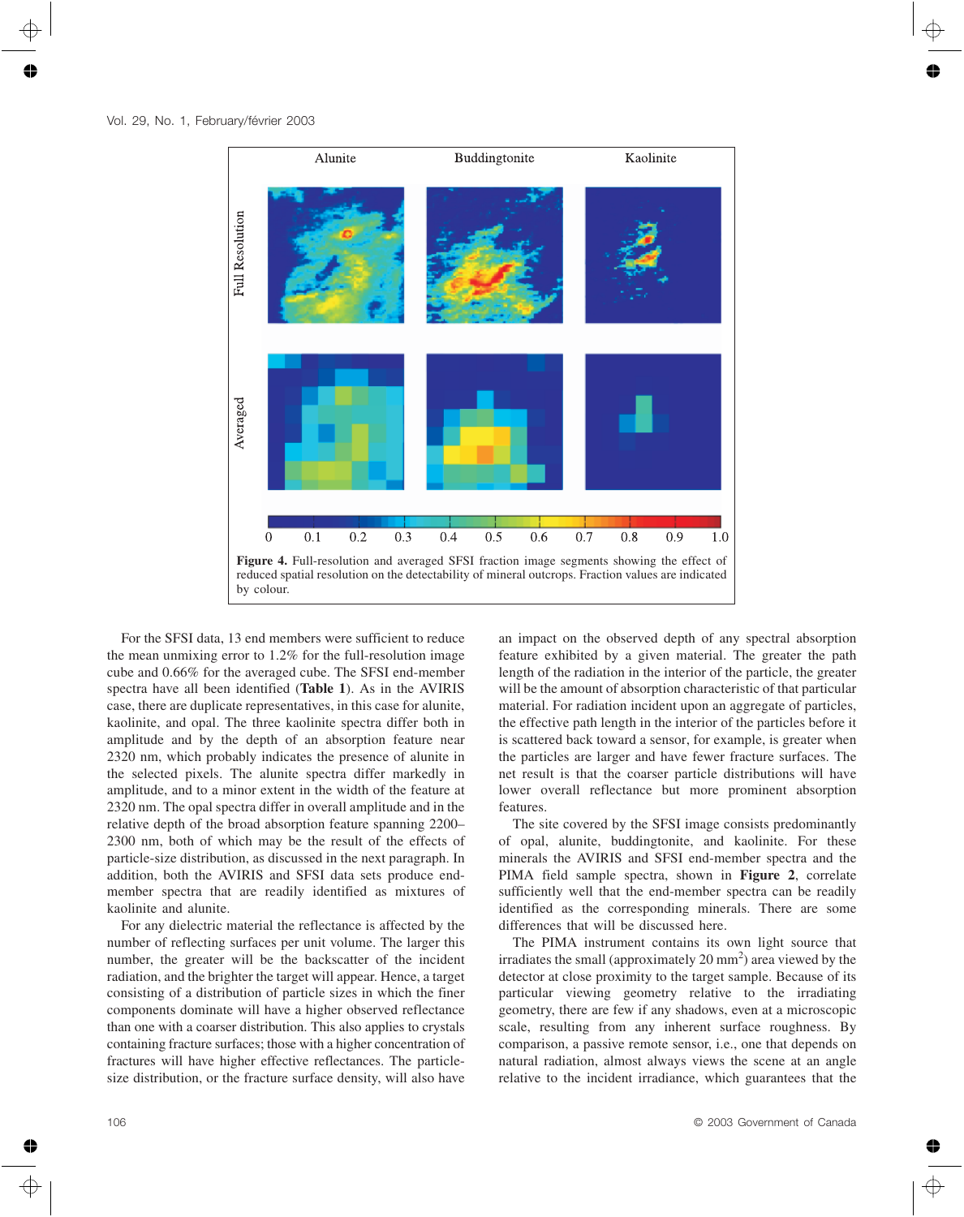**Figure 4.** Full-resolution and averaged SFSI fraction image segments showing the effect of reduced spatial resolution on the detectability of mineral outcrops. Fraction values are indicated by colour.

For the SFSI data, 13 end members were sufficient to reduce the mean unmixing error to 1.2% for the full-resolution image cube and 0.66% for the averaged cube. The SFSI end-member spectra have all been identified (**Table 1**). As in the AVIRIS case, there are duplicate representatives, in this case for alunite, kaolinite, and opal. The three kaolinite spectra differ both in amplitude and by the depth of an absorption feature near 2320 nm, which probably indicates the presence of alunite in the selected pixels. The alunite spectra differ markedly in amplitude, and to a minor extent in the width of the feature at 2320 nm. The opal spectra differ in overall amplitude and in the relative depth of the broad absorption feature spanning 2200–2300 nm, both of which may be the result of the effects of particle-size distribution, as discussed in the next paragraph. In addition, both the AVIRIS and SFSI data sets produce end-member spectra that are readily identified as mixtures of kaolinite and alunite.

For any dielectric material the reflectance is affected by the number of reflecting surfaces per unit volume. The larger this number, the greater will be the backscatter of the incident radiation, and the brighter the target will appear. Hence, a target consisting of a distribution of particle sizes in which the finer components dominate will have a higher observed reflectance than one with a coarser distribution. This also applies to crystals containing fracture surfaces; those with a higher concentration of fractures will have higher effective reflectances. The particle-size distribution, or the fracture surface density, will also have an impact on the observed depth of any spectral absorption feature exhibited by a given material. The greater the path length of the radiation in the interior of the particle, the greater will be the amount of absorption characteristic of that particular material. For radiation incident upon an aggregate of particles, the effective path length in the interior of the particles before it is scattered back toward a sensor, for example, is greater when the particles are larger and have fewer fracture surfaces. The net result is that the coarser particle distributions will have lower overall reflectance but more prominent absorption features.

The site covered by the SFSI image consists predominantly of opal, alunite, buddingtonite, and kaolinite. For these minerals the AVIRIS and SFSI end-member spectra and the PIMA field sample spectra, shown in **Figure 2**, correlate sufficiently well that the end-member spectra can be readily identified as the corresponding minerals. There are some differences that will be discussed here.

The PIMA instrument contains its own light source that irradiates the small (approximately 20 mm$^2$) area viewed by the detector at close proximity to the target sample. Because of its particular viewing geometry relative to the irradiating geometry, there are few if any shadows, even at a microscopic scale, resulting from any inherent surface roughness. By comparison, a passive remote sensor, i.e., one that depends on natural radiation, almost always views the scene at an angle relative to the incident irradiance, which guarantees that the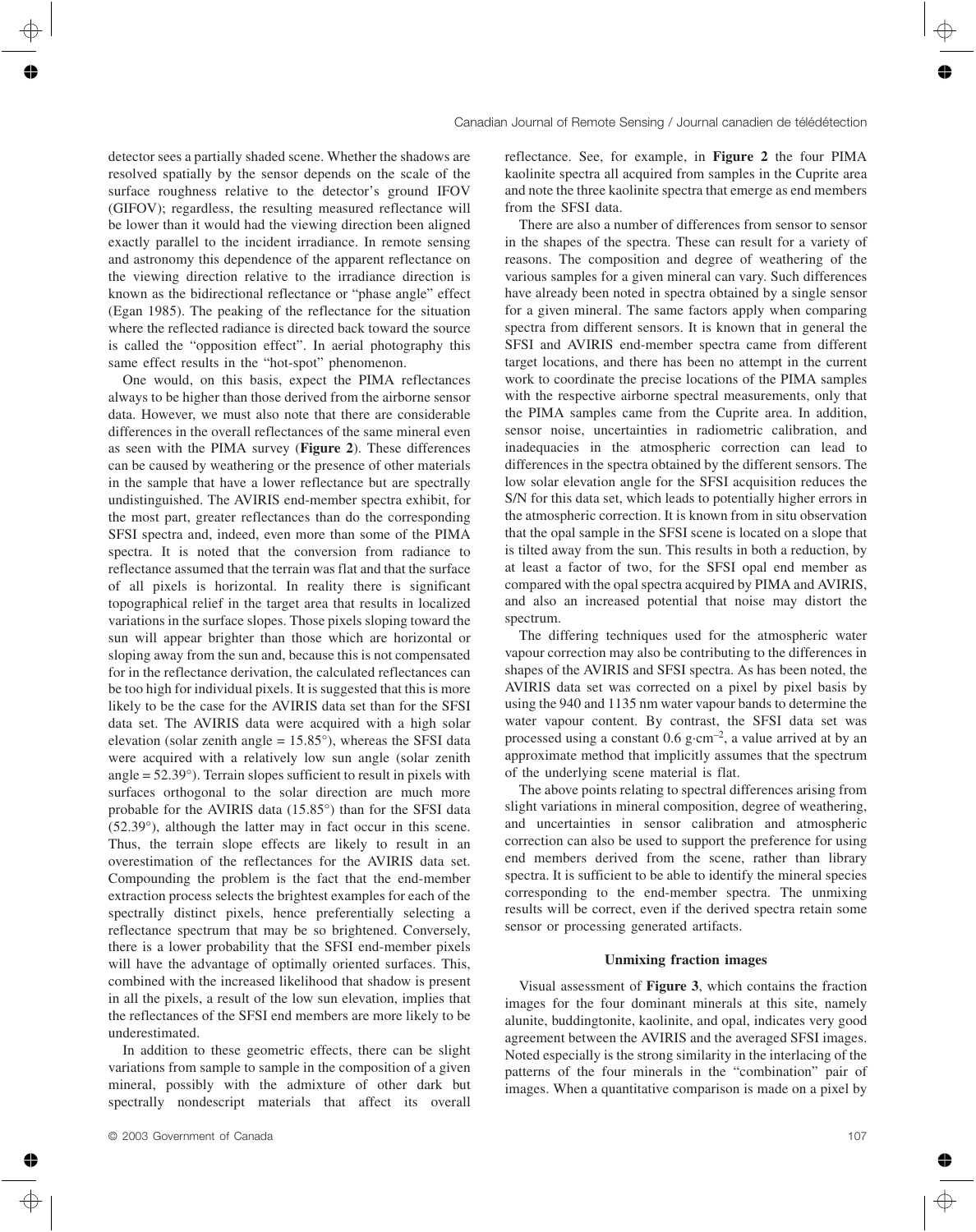detector sees a partially shaded scene. Whether the shadows are resolved spatially by the sensor depends on the scale of the surface roughness relative to the detector's ground IFOV (GIFOV); regardless, the resulting measured reflectance will be lower than it would had the viewing direction been aligned exactly parallel to the incident irradiance. In remote sensing and astronomy this dependence of the apparent reflectance on the viewing direction relative to the irradiance direction is known as the bidirectional reflectance or "phase angle" effect (Egan 1985). The peaking of the reflectance for the situation where the reflected radiance is directed back toward the source is called the "opposition effect". In aerial photography this same effect results in the "hot-spot" phenomenon.

One would, on this basis, expect the PIMA reflectances always to be higher than those derived from the airborne sensor data. However, we must also note that there are considerable differences in the overall reflectances of the same mineral even as seen with the PIMA survey (**Figure 2**). These differences can be caused by weathering or the presence of other materials in the sample that have a lower reflectance but are spectrally undistinguished. The AVIRIS end-member spectra exhibit, for the most part, greater reflectances than do the corresponding SFSI spectra and, indeed, even more than some of the PIMA spectra. It is noted that the conversion from radiance to reflectance assumed that the terrain was flat and that the surface of all pixels is horizontal. In reality there is significant topographical relief in the target area that results in localized variations in the surface slopes. Those pixels sloping toward the sun will appear brighter than those which are horizontal or sloping away from the sun and, because this is not compensated for in the reflectance derivation, the calculated reflectances can be too high for individual pixels. It is suggested that this is more likely to be the case for the AVIRIS data set than for the SFSI data set. The AVIRIS data were acquired with a high solar elevation (solar zenith angle = 15.85°), whereas the SFSI data were acquired with a relatively low sun angle (solar zenith angle = 52.39°). Terrain slopes sufficient to result in pixels with surfaces orthogonal to the solar direction are much more probable for the AVIRIS data (15.85°) than for the SFSI data (52.39°), although the latter may in fact occur in this scene. Thus, the terrain slope effects are likely to result in an overestimation of the reflectances for the AVIRIS data set. Compounding the problem is the fact that the end-member extraction process selects the brightest examples for each of the spectrally distinct pixels, hence preferentially selecting a reflectance spectrum that may be so brightened. Conversely, there is a lower probability that the SFSI end-member pixels will have the advantage of optimally oriented surfaces. This, combined with the increased likelihood that shadow is present in all the pixels, a result of the low sun elevation, implies that the reflectances of the SFSI end members are more likely to be underestimated.

In addition to these geometric effects, there can be slight variations from sample to sample in the composition of a given mineral, possibly with the admixture of other dark but spectrally nondescript materials that affect its overall reflectance. See, for example, in **Figure 2** the four PIMA kaolinite spectra all acquired from samples in the Cuprite area and note the three kaolinite spectra that emerge as end members from the SFSI data.

There are also a number of differences from sensor to sensor in the shapes of the spectra. These can result for a variety of reasons. The composition and degree of weathering of the various samples for a given mineral can vary. Such differences have already been noted in spectra obtained by a single sensor for a given mineral. The same factors apply when comparing spectra from different sensors. It is known that in general the SFSI and AVIRIS end-member spectra came from different target locations, and there has been no attempt in the current work to coordinate the precise locations of the PIMA samples with the respective airborne spectral measurements, only that the PIMA samples came from the Cuprite area. In addition, sensor noise, uncertainties in radiometric calibration, and inadequacies in the atmospheric correction can lead to differences in the spectra obtained by the different sensors. The low solar elevation angle for the SFSI acquisition reduces the S/N for this data set, which leads to potentially higher errors in the atmospheric correction. It is known from in situ observation that the opal sample in the SFSI scene is located on a slope that is tilted away from the sun. This results in both a reduction, by at least a factor of two, for the SFSI opal end member as compared with the opal spectra acquired by PIMA and AVIRIS, and also an increased potential that noise may distort the spectrum.

The differing techniques used for the atmospheric water vapour correction may also be contributing to the differences in shapes of the AVIRIS and SFSI spectra. As has been noted, the AVIRIS data set was corrected on a pixel by pixel basis by using the 940 and 1135 nm water vapour bands to determine the water vapour content. By contrast, the SFSI data set was processed using a constant 0.6 $g \cdot cm^{-2}$, a value arrived at by an approximate method that implicitly assumes that the spectrum of the underlying scene material is flat.

The above points relating to spectral differences arising from slight variations in mineral composition, degree of weathering, and uncertainties in sensor calibration and atmospheric correction can also be used to support the preference for using end members derived from the scene, rather than library spectra. It is sufficient to be able to identify the mineral species corresponding to the end-member spectra. The unmixing results will be correct, even if the derived spectra retain some sensor or processing generated artifacts.

## Unmixing fraction images

Visual assessment of **Figure 3**, which contains the fraction images for the four dominant minerals at this site, namely alunite, buddingtonite, kaolinite, and opal, indicates very good agreement between the AVIRIS and the averaged SFSI images. Noted especially is the strong similarity in the interlacing of the patterns of the four minerals in the "combination" pair of images. When a quantitative comparison is made on a pixel by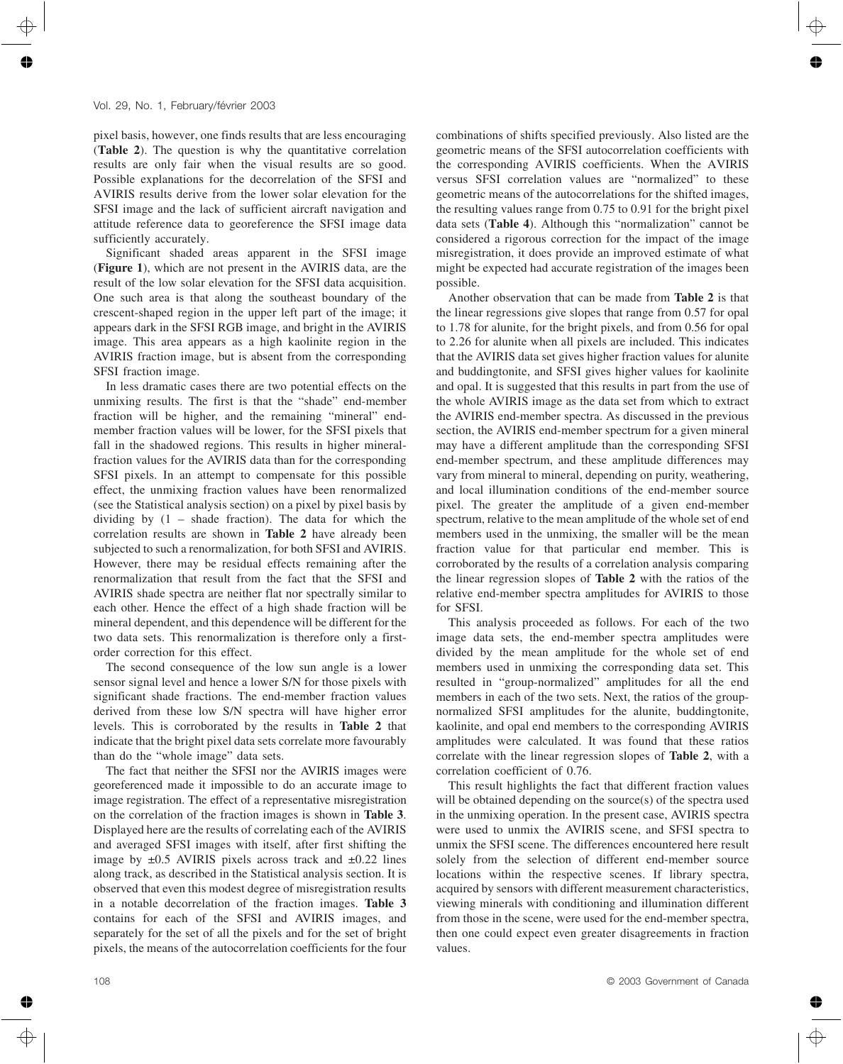pixel basis, however, one finds results that are less encouraging (**Table 2**). The question is why the quantitative correlation results are only fair when the visual results are so good. Possible explanations for the decorrelation of the SFSI and AVIRIS results derive from the lower solar elevation for the SFSI image and the lack of sufficient aircraft navigation and attitude reference data to georeference the SFSI image data sufficiently accurately.

Significant shaded areas apparent in the SFSI image (**Figure 1**), which are not present in the AVIRIS data, are the result of the low solar elevation for the SFSI data acquisition. One such area is that along the southeast boundary of the crescent-shaped region in the upper left part of the image; it appears dark in the SFSI RGB image, and bright in the AVIRIS image. This area appears as a high kaolinite region in the AVIRIS fraction image, but is absent from the corresponding SFSI fraction image.

In less dramatic cases there are two potential effects on the unmixing results. The first is that the "shade" end-member fraction will be higher, and the remaining "mineral" end-member fraction values will be lower, for the SFSI pixels that fall in the shadowed regions. This results in higher mineral-fraction values for the AVIRIS data than for the corresponding SFSI pixels. In an attempt to compensate for this possible effect, the unmixing fraction values have been renormalized (see the Statistical analysis section) on a pixel by pixel basis by dividing by (1 – shade fraction). The data for which the correlation results are shown in **Table 2** have already been subjected to such a renormalization, for both SFSI and AVIRIS. However, there may be residual effects remaining after the renormalization that result from the fact that the SFSI and AVIRIS shade spectra are neither flat nor spectrally similar to each other. Hence the effect of a high shade fraction will be mineral dependent, and this dependence will be different for the two data sets. This renormalization is therefore only a first-order correction for this effect.

The second consequence of the low sun angle is a lower sensor signal level and hence a lower S/N for those pixels with significant shade fractions. The end-member fraction values derived from these low S/N spectra will have higher error levels. This is corroborated by the results in **Table 2** that indicate that the bright pixel data sets correlate more favourably than do the "whole image" data sets.

The fact that neither the SFSI nor the AVIRIS images were georeferenced made it impossible to do an accurate image to image registration. The effect of a representative misregistration on the correlation of the fraction images is shown in **Table 3**. Displayed here are the results of correlating each of the AVIRIS and averaged SFSI images with itself, after first shifting the image by ±0.5 AVIRIS pixels across track and ±0.22 lines along track, as described in the Statistical analysis section. It is observed that even this modest degree of misregistration results in a notable decorrelation of the fraction images. **Table 3** contains for each of the SFSI and AVIRIS images, and separately for the set of all the pixels and for the set of bright pixels, the means of the autocorrelation coefficients for the four combinations of shifts specified previously. Also listed are the geometric means of the SFSI autocorrelation coefficients with the corresponding AVIRIS coefficients. When the AVIRIS versus SFSI correlation values are "normalized" to these geometric means of the autocorrelations for the shifted images, the resulting values range from 0.75 to 0.91 for the bright pixel data sets (**Table 4**). Although this "normalization" cannot be considered a rigorous correction for the impact of the image misregistration, it does provide an improved estimate of what might be expected had accurate registration of the images been possible.

Another observation that can be made from **Table 2** is that the linear regressions give slopes that range from 0.57 for opal to 1.78 for alunite, for the bright pixels, and from 0.56 for opal to 2.26 for alunite when all pixels are included. This indicates that the AVIRIS data set gives higher fraction values for alunite and buddingtonite, and SFSI gives higher values for kaolinite and opal. It is suggested that this results in part from the use of the whole AVIRIS image as the data set from which to extract the AVIRIS end-member spectra. As discussed in the previous section, the AVIRIS end-member spectrum for a given mineral may have a different amplitude than the corresponding SFSI end-member spectrum, and these amplitude differences may vary from mineral to mineral, depending on purity, weathering, and local illumination conditions of the end-member source pixel. The greater the amplitude of a given end-member spectrum, relative to the mean amplitude of the whole set of end members used in the unmixing, the smaller will be the mean fraction value for that particular end member. This is corroborated by the results of a correlation analysis comparing the linear regression slopes of **Table 2** with the ratios of the relative end-member spectra amplitudes for AVIRIS to those for SFSI.

This analysis proceeded as follows. For each of the two image data sets, the end-member spectra amplitudes were divided by the mean amplitude for the whole set of end members used in unmixing the corresponding data set. This resulted in "group-normalized" amplitudes for all the end members in each of the two sets. Next, the ratios of the group-normalized SFSI amplitudes for the alunite, buddingtonite, kaolinite, and opal end members to the corresponding AVIRIS amplitudes were calculated. It was found that these ratios correlate with the linear regression slopes of **Table 2**, with a correlation coefficient of 0.76.

This result highlights the fact that different fraction values will be obtained depending on the source(s) of the spectra used in the unmixing operation. In the present case, AVIRIS spectra were used to unmix the AVIRIS scene, and SFSI spectra to unmix the SFSI scene. The differences encountered here result solely from the selection of different end-member source locations within the respective scenes. If library spectra, acquired by sensors with different measurement characteristics, viewing minerals with conditioning and illumination different from those in the scene, were used for the end-member spectra, then one could expect even greater disagreements in fraction values.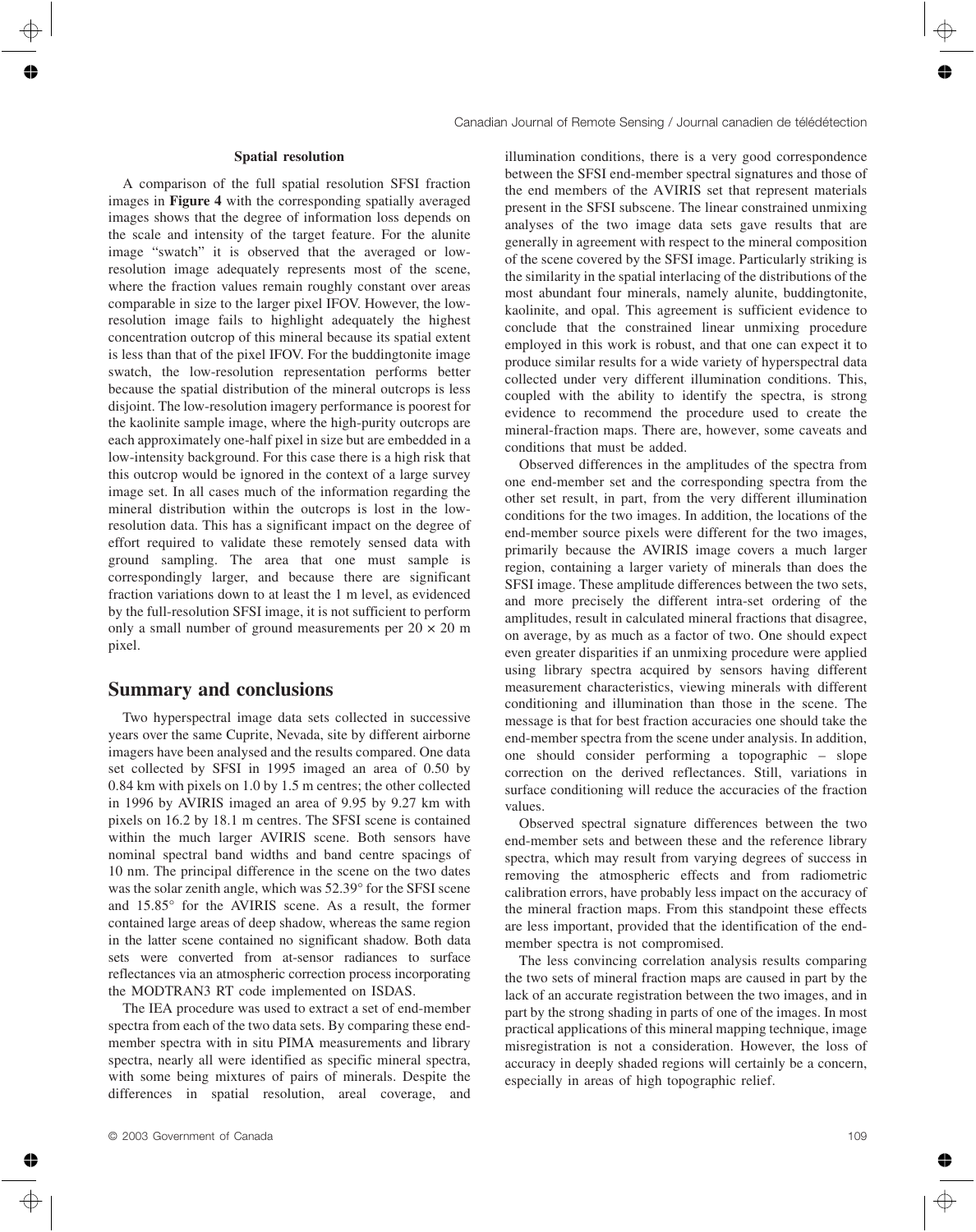### Spatial resolution

A comparison of the full spatial resolution SFSI fraction images in **Figure 4** with the corresponding spatially averaged images shows that the degree of information loss depends on the scale and intensity of the target feature. For the alunite image "swatch" it is observed that the averaged or low-resolution image adequately represents most of the scene, where the fraction values remain roughly constant over areas comparable in size to the larger pixel IFOV. However, the low-resolution image fails to highlight adequately the highest concentration outcrop of this mineral because its spatial extent is less than that of the pixel IFOV. For the buddingtonite image swatch, the low-resolution representation performs better because the spatial distribution of the mineral outcrops is less disjoint. The low-resolution imagery performance is poorest for the kaolinite sample image, where the high-purity outcrops are each approximately one-half pixel in size but are embedded in a low-intensity background. For this case there is a high risk that this outcrop would be ignored in the context of a large survey image set. In all cases much of the information regarding the mineral distribution within the outcrops is lost in the low-resolution data. This has a significant impact on the degree of effort required to validate these remotely sensed data with ground sampling. The area that one must sample is correspondingly larger, and because there are significant fraction variations down to at least the 1 m level, as evidenced by the full-resolution SFSI image, it is not sufficient to perform only a small number of ground measurements per $20 \times 20$ m pixel.

## Summary and conclusions

Two hyperspectral image data sets collected in successive years over the same Cuprite, Nevada, site by different airborne imagers have been analysed and the results compared. One data set collected by SFSI in 1995 imaged an area of 0.50 by 0.84 km with pixels on 1.0 by 1.5 m centres; the other collected in 1996 by AVIRIS imaged an area of 9.95 by 9.27 km with pixels on 16.2 by 18.1 m centres. The SFSI scene is contained within the much larger AVIRIS scene. Both sensors have nominal spectral band widths and band centre spacings of 10 nm. The principal difference in the scene on the two dates was the solar zenith angle, which was 52.39° for the SFSI scene and 15.85° for the AVIRIS scene. As a result, the former contained large areas of deep shadow, whereas the same region in the latter scene contained no significant shadow. Both data sets were converted from at-sensor radiances to surface reflectances via an atmospheric correction process incorporating the MODTRAN3 RT code implemented on ISDAS.

The IEA procedure was used to extract a set of end-member spectra from each of the two data sets. By comparing these end-member spectra with in situ PIMA measurements and library spectra, nearly all were identified as specific mineral spectra, with some being mixtures of pairs of minerals. Despite the differences in spatial resolution, areal coverage, and illumination conditions, there is a very good correspondence between the SFSI end-member spectral signatures and those of the end members of the AVIRIS set that represent materials present in the SFSI subscene. The linear constrained unmixing analyses of the two image data sets gave results that are generally in agreement with respect to the mineral composition of the scene covered by the SFSI image. Particularly striking is the similarity in the spatial interlacing of the distributions of the most abundant four minerals, namely alunite, buddingtonite, kaolinite, and opal. This agreement is sufficient evidence to conclude that the constrained linear unmixing procedure employed in this work is robust, and that one can expect it to produce similar results for a wide variety of hyperspectral data collected under very different illumination conditions. This, coupled with the ability to identify the spectra, is strong evidence to recommend the procedure used to create the mineral-fraction maps. There are, however, some caveats and conditions that must be added.

Observed differences in the amplitudes of the spectra from one end-member set and the corresponding spectra from the other set result, in part, from the very different illumination conditions for the two images. In addition, the locations of the end-member source pixels were different for the two images, primarily because the AVIRIS image covers a much larger region, containing a larger variety of minerals than does the SFSI image. These amplitude differences between the two sets, and more precisely the different intra-set ordering of the amplitudes, result in calculated mineral fractions that disagree, on average, by as much as a factor of two. One should expect even greater disparities if an unmixing procedure were applied using library spectra acquired by sensors having different measurement characteristics, viewing minerals with different conditioning and illumination than those in the scene. The message is that for best fraction accuracies one should take the end-member spectra from the scene under analysis. In addition, one should consider performing a topographic – slope correction on the derived reflectances. Still, variations in surface conditioning will reduce the accuracies of the fraction values.

Observed spectral signature differences between the two end-member sets and between these and the reference library spectra, which may result from varying degrees of success in removing the atmospheric effects and from radiometric calibration errors, have probably less impact on the accuracy of the mineral fraction maps. From this standpoint these effects are less important, provided that the identification of the end-member spectra is not compromised.

The less convincing correlation analysis results comparing the two sets of mineral fraction maps are caused in part by the lack of an accurate registration between the two images, and in part by the strong shading in parts of one of the images. In most practical applications of this mineral mapping technique, image misregistration is not a consideration. However, the loss of accuracy in deeply shaded regions will certainly be a concern, especially in areas of high topographic relief.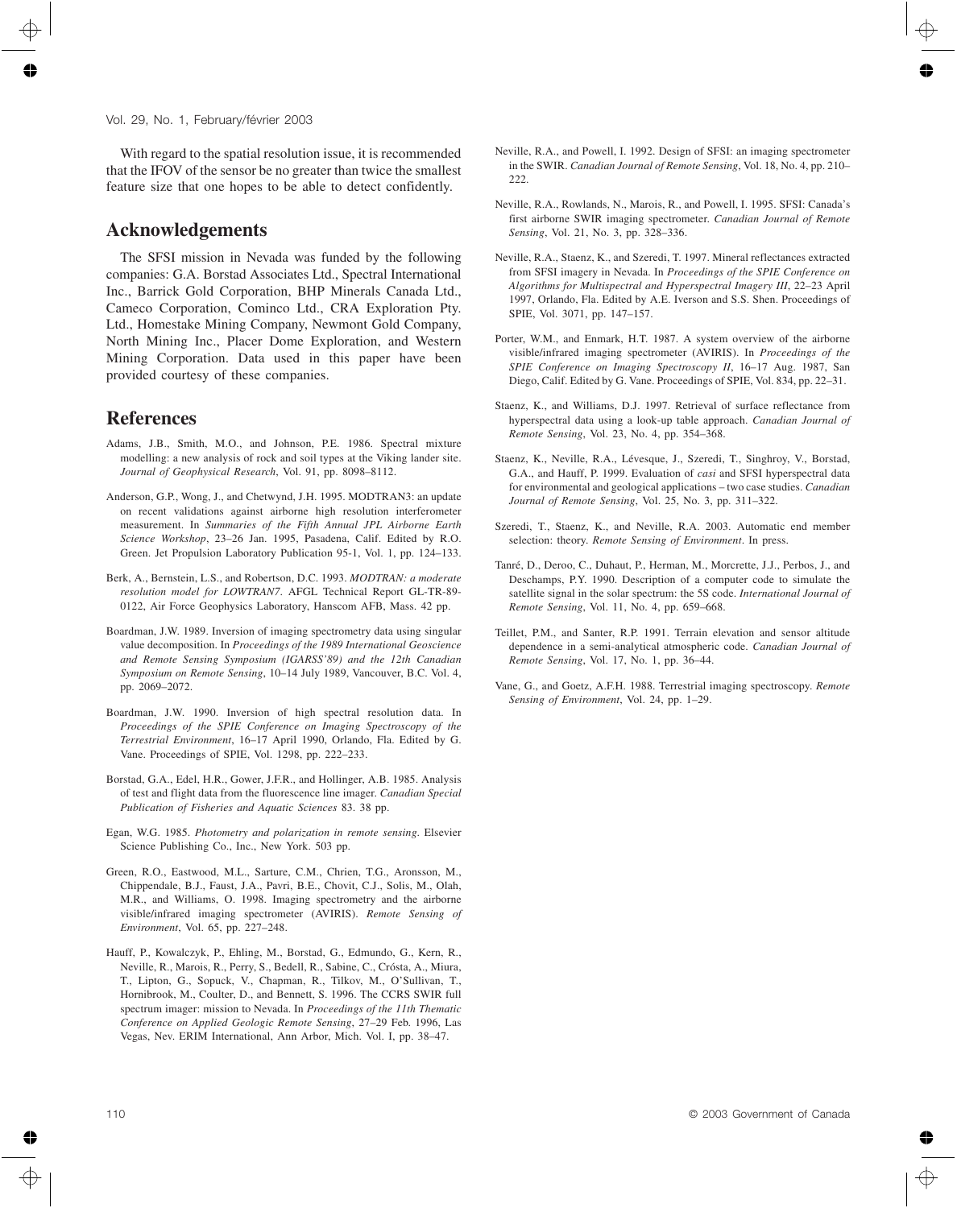With regard to the spatial resolution issue, it is recommended that the IFOV of the sensor be no greater than twice the smallest feature size that one hopes to be able to detect confidently.

## Acknowledgements

The SFSI mission in Nevada was funded by the following companies: G.A. Borstad Associates Ltd., Spectral International Inc., Barrick Gold Corporation, BHP Minerals Canada Ltd., Cameco Corporation, Cominco Ltd., CRA Exploration Pty. Ltd., Homestake Mining Company, Newmont Gold Company, North Mining Inc., Placer Dome Exploration, and Western Mining Corporation. Data used in this paper have been provided courtesy of these companies.

## References

Adams, J.B., Smith, M.O., and Johnson, P.E. 1986. Spectral mixture modelling: a new analysis of rock and soil types at the Viking lander site. *Journal of Geophysical Research*, Vol. 91, pp. 8098–8112.

Anderson, G.P., Wong, J., and Chetwynd, J.H. 1995. MODTRAN3: an update on recent validations against airborne high resolution interferometer measurement. In *Summaries of the Fifth Annual JPL Airborne Earth Science Workshop*, 23–26 Jan. 1995, Pasadena, Calif. Edited by R.O. Green. Jet Propulsion Laboratory Publication 95-1, Vol. 1, pp. 124–133.

Berk, A., Bernstein, L.S., and Robertson, D.C. 1993. *MODTRAN: a moderate resolution model for LOWTRAN7*. AFGL Technical Report GL-TR-89-0122, Air Force Geophysics Laboratory, Hanscom AFB, Mass. 42 pp.

Boardman, J.W. 1989. Inversion of imaging spectrometry data using singular value decomposition. In *Proceedings of the 1989 International Geoscience and Remote Sensing Symposium (IGARSS'89) and the 12th Canadian Symposium on Remote Sensing*, 10–14 July 1989, Vancouver, B.C. Vol. 4, pp. 2069–2072.

Boardman, J.W. 1990. Inversion of high spectral resolution data. In *Proceedings of the SPIE Conference on Imaging Spectroscopy of the Terrestrial Environment*, 16–17 April 1990, Orlando, Fla. Edited by G. Vane. Proceedings of SPIE, Vol. 1298, pp. 222–233.

Borstad, G.A., Edel, H.R., Gower, J.F.R., and Hollinger, A.B. 1985. Analysis of test and flight data from the fluorescence line imager. *Canadian Special Publication of Fisheries and Aquatic Sciences* 83. 38 pp.

Egan, W.G. 1985. *Photometry and polarization in remote sensing*. Elsevier Science Publishing Co., Inc., New York. 503 pp.

Green, R.O., Eastwood, M.L., Sarture, C.M., Chrien, T.G., Aronsson, M., Chippendale, B.J., Faust, J.A., Pavri, B.E., Chovit, C.J., Solis, M., Olah, M.R., and Williams, O. 1998. Imaging spectrometry and the airborne visible/infrared imaging spectrometer (AVIRIS). *Remote Sensing of Environment*, Vol. 65, pp. 227–248.

Hauff, P., Kowalczyk, P., Ehling, M., Borstad, G., Edmundo, G., Kern, R., Neville, R., Marois, R., Perry, S., Bedell, R., Sabine, C., Crósta, A., Miura, T., Lipton, G., Sopuck, V., Chapman, R., Tilkov, M., O'Sullivan, T., Hornibrook, M., Coulter, D., and Bennett, S. 1996. The CCRS SWIR full spectrum imager: mission to Nevada. In *Proceedings of the 11th Thematic Conference on Applied Geologic Remote Sensing*, 27–29 Feb. 1996, Las Vegas, Nev. ERIM International, Ann Arbor, Mich. Vol. I, pp. 38–47.

Neville, R.A., and Powell, I. 1992. Design of SFSI: an imaging spectrometer in the SWIR. *Canadian Journal of Remote Sensing*, Vol. 18, No. 4, pp. 210–222.

Neville, R.A., Rowlands, N., Marois, R., and Powell, I. 1995. SFSI: Canada's first airborne SWIR imaging spectrometer. *Canadian Journal of Remote Sensing*, Vol. 21, No. 3, pp. 328–336.

Neville, R.A., Staenz, K., and Szeredi, T. 1997. Mineral reflectances extracted from SFSI imagery in Nevada. In *Proceedings of the SPIE Conference on Algorithms for Multispectral and Hyperspectral Imagery III*, 22–23 April 1997, Orlando, Fla. Edited by A.E. Iverson and S.S. Shen. Proceedings of SPIE, Vol. 3071, pp. 147–157.

Porter, W.M., and Enmark, H.T. 1987. A system overview of the airborne visible/infrared imaging spectrometer (AVIRIS). In *Proceedings of the SPIE Conference on Imaging Spectroscopy II*, 16–17 Aug. 1987, San Diego, Calif. Edited by G. Vane. Proceedings of SPIE, Vol. 834, pp. 22–31.

Staenz, K., and Williams, D.J. 1997. Retrieval of surface reflectance from hyperspectral data using a look-up table approach. *Canadian Journal of Remote Sensing*, Vol. 23, No. 4, pp. 354–368.

Staenz, K., Neville, R.A., Lévesque, J., Szeredi, T., Singhroy, V., Borstad, G.A., and Hauff, P. 1999. Evaluation of *casi* and SFSI hyperspectral data for environmental and geological applications – two case studies. *Canadian Journal of Remote Sensing*, Vol. 25, No. 3, pp. 311–322.

Szeredi, T., Staenz, K., and Neville, R.A. 2003. Automatic end member selection: theory. *Remote Sensing of Environment*. In press.

Tanré, D., Deroo, C., Duhaut, P., Herman, M., Morcrette, J.J., Perbos, J., and Deschamps, P.Y. 1990. Description of a computer code to simulate the satellite signal in the solar spectrum: the 5S code. *International Journal of Remote Sensing*, Vol. 11, No. 4, pp. 659–668.

Teillet, P.M., and Santer, R.P. 1991. Terrain elevation and sensor altitude dependence in a semi-analytical atmospheric code. *Canadian Journal of Remote Sensing*, Vol. 17, No. 1, pp. 36–44.

Vane, G., and Goetz, A.F.H. 1988. Terrestrial imaging spectroscopy. *Remote Sensing of Environment*, Vol. 24, pp. 1–29.